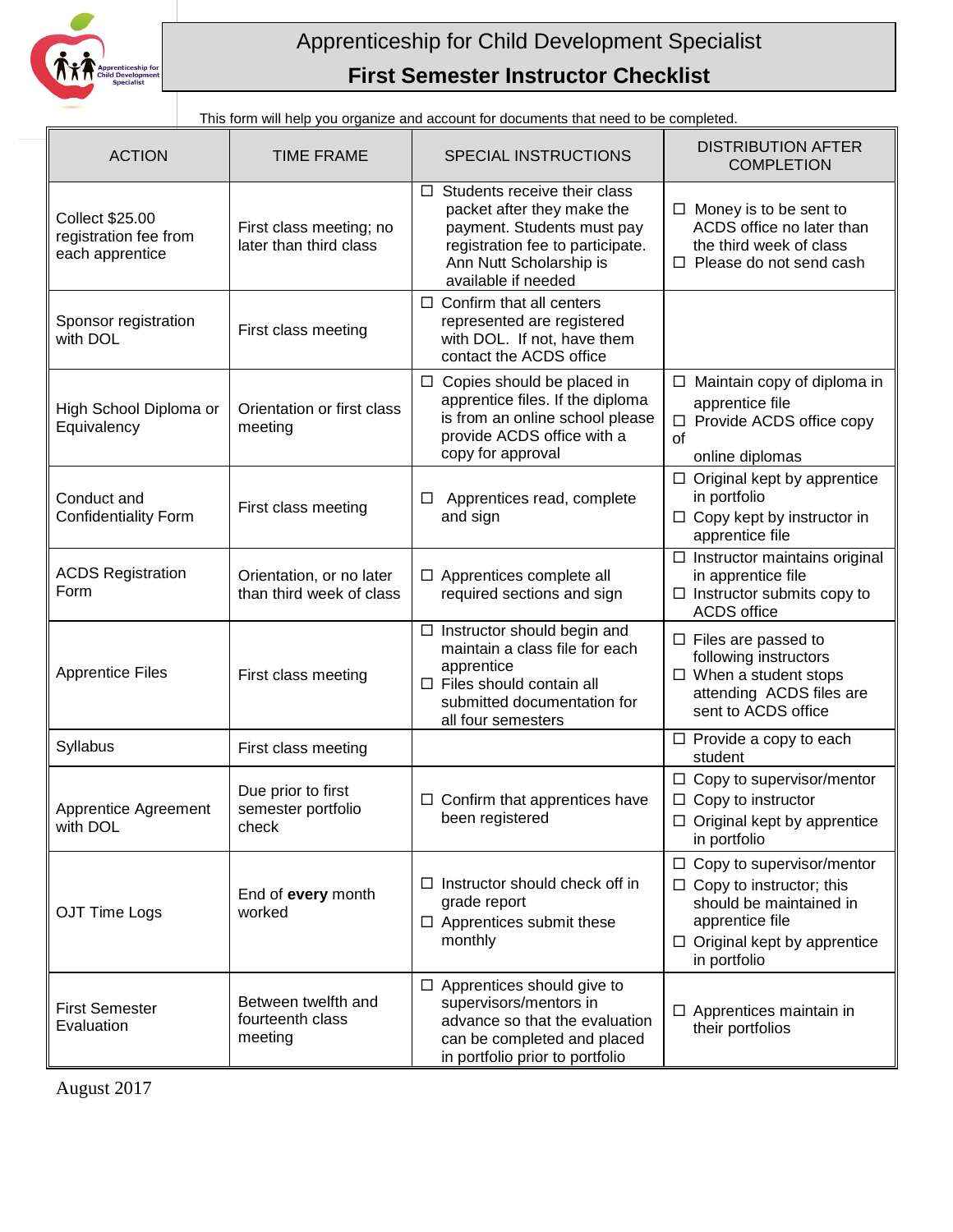# Apprenticeship for Child Development Specialist

## First Semester Instructor Checklist

This form will help you organize and account for documents that need to be completed.

| ACTION | TIME FRAME | SPECIAL INSTRUCTIONS | DISTRIBUTION AFTER COMPLETION |
|---|---|---|---|
| Collect $25.00 registration fee from each apprentice | First class meeting; no later than third class | ☐ Students receive their class packet after they make the payment. Students must pay registration fee to participate. Ann Nutt Scholarship is available if needed | ☐ Money is to be sent to ACDS office no later than the third week of class<br>☐ Please do not send cash |
| Sponsor registration with DOL | First class meeting | ☐ Confirm that all centers represented are registered with DOL. If not, have them contact the ACDS office | |
| High School Diploma or Equivalency | Orientation or first class meeting | ☐ Copies should be placed in apprentice files. If the diploma is from an online school please provide ACDS office with a copy for approval | ☐ Maintain copy of diploma in apprentice file<br>☐ Provide ACDS office copy of online diplomas |
| Conduct and Confidentiality Form | First class meeting | ☐ Apprentices read, complete and sign | ☐ Original kept by apprentice in portfolio<br>☐ Copy kept by instructor in apprentice file |
| ACDS Registration Form | Orientation, or no later than third week of class | ☐ Apprentices complete all required sections and sign | ☐ Instructor maintains original in apprentice file<br>☐ Instructor submits copy to ACDS office |
| Apprentice Files | First class meeting | ☐ Instructor should begin and maintain a class file for each apprentice<br>☐ Files should contain all submitted documentation for all four semesters | ☐ Files are passed to following instructors<br>☐ When a student stops attending ACDS files are sent to ACDS office |
| Syllabus | First class meeting | | ☐ Provide a copy to each student |
| Apprentice Agreement with DOL | Due prior to first semester portfolio check | ☐ Confirm that apprentices have been registered | ☐ Copy to supervisor/mentor<br>☐ Copy to instructor<br>☐ Original kept by apprentice in portfolio |
| OJT Time Logs | End of **every** month worked | ☐ Instructor should check off in grade report<br>☐ Apprentices submit these monthly | ☐ Copy to supervisor/mentor<br>☐ Copy to instructor; this should be maintained in apprentice file<br>☐ Original kept by apprentice in portfolio |
| First Semester Evaluation | Between twelfth and fourteenth class meeting | ☐ Apprentices should give to supervisors/mentors in advance so that the evaluation can be completed and placed in portfolio prior to portfolio | ☐ Apprentices maintain in their portfolios |

August 2017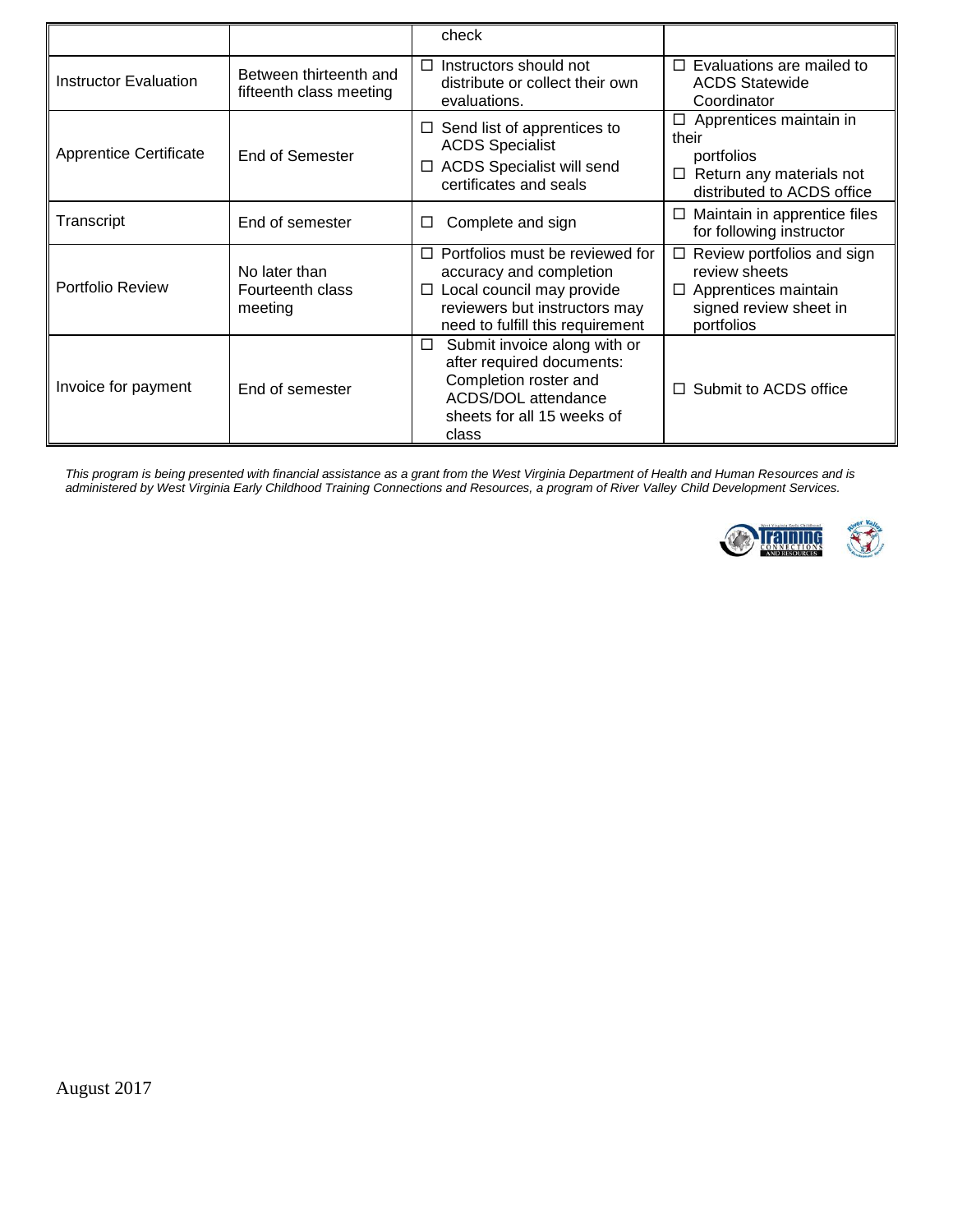| | | | |
|---|---|---|---|
| | | check | |
| Instructor Evaluation | Between thirteenth and fifteenth class meeting | ☐ Instructors should not distribute or collect their own evaluations. | ☐ Evaluations are mailed to ACDS Statewide Coordinator |
| Apprentice Certificate | End of Semester | ☐ Send list of apprentices to ACDS Specialist<br>☐ ACDS Specialist will send certificates and seals | ☐ Apprentices maintain in their portfolios<br>☐ Return any materials not distributed to ACDS office |
| Transcript | End of semester | ☐ Complete and sign | ☐ Maintain in apprentice files for following instructor |
| Portfolio Review | No later than Fourteenth class meeting | ☐ Portfolios must be reviewed for accuracy and completion<br>☐ Local council may provide reviewers but instructors may need to fulfill this requirement | ☐ Review portfolios and sign review sheets<br>☐ Apprentices maintain signed review sheet in portfolios |
| Invoice for payment | End of semester | ☐ Submit invoice along with or after required documents: Completion roster and ACDS/DOL attendance sheets for all 15 weeks of class | ☐ Submit to ACDS office |

*This program is being presented with financial assistance as a grant from the West Virginia Department of Health and Human Resources and is administered by West Virginia Early Childhood Training Connections and Resources, a program of River Valley Child Development Services.*

August 2017